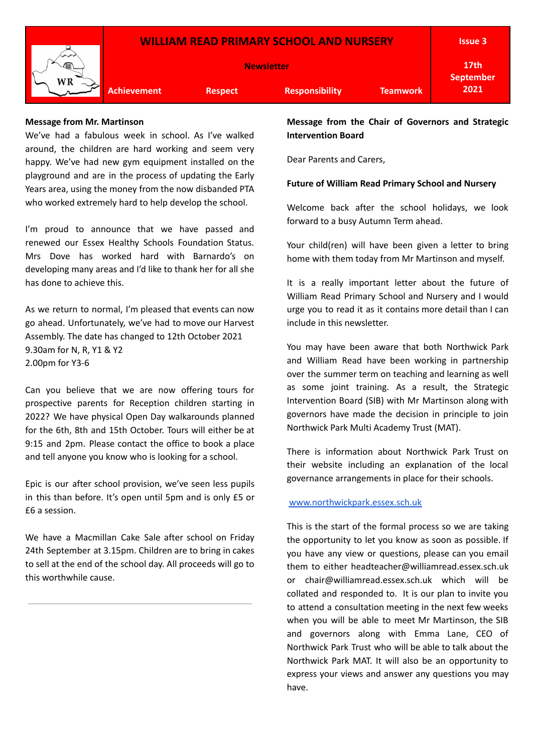# WILLIAM READ PRIMARY SCHOOL AND NURSERY

**Newsletter**

**Issue 3**

**17th September 2021**

**Achievement** **Respect** **Responsibility** **Teamwork**

**Message from Mr. Martinson**

We've had a fabulous week in school. As I've walked around, the children are hard working and seem very happy. We've had new gym equipment installed on the playground and are in the process of updating the Early Years area, using the money from the now disbanded PTA who worked extremely hard to help develop the school.

I'm proud to announce that we have passed and renewed our Essex Healthy Schools Foundation Status. Mrs Dove has worked hard with Barnardo's on developing many areas and I'd like to thank her for all she has done to achieve this.

As we return to normal, I'm pleased that events can now go ahead. Unfortunately, we've had to move our Harvest Assembly. The date has changed to 12th October 2021
9.30am for N, R, Y1 & Y2
2.00pm for Y3-6

Can you believe that we are now offering tours for prospective parents for Reception children starting in 2022? We have physical Open Day walkarounds planned for the 6th, 8th and 15th October. Tours will either be at 9:15 and 2pm. Please contact the office to book a place and tell anyone you know who is looking for a school.

Epic is our after school provision, we've seen less pupils in this than before. It's open until 5pm and is only £5 or £6 a session.

We have a Macmillan Cake Sale after school on Friday 24th September at 3.15pm. Children are to bring in cakes to sell at the end of the school day. All proceeds will go to this worthwhile cause.

---

**Message from the Chair of Governors and Strategic Intervention Board**

Dear Parents and Carers,

**Future of William Read Primary School and Nursery**

Welcome back after the school holidays, we look forward to a busy Autumn Term ahead.

Your child(ren) will have been given a letter to bring home with them today from Mr Martinson and myself.

It is a really important letter about the future of William Read Primary School and Nursery and I would urge you to read it as it contains more detail than I can include in this newsletter.

You may have been aware that both Northwick Park and William Read have been working in partnership over the summer term on teaching and learning as well as some joint training. As a result, the Strategic Intervention Board (SIB) with Mr Martinson along with governors have made the decision in principle to join Northwick Park Multi Academy Trust (MAT).

There is information about Northwick Park Trust on their website including an explanation of the local governance arrangements in place for their schools.

[www.northwickpark.essex.sch.uk](http://www.northwickpark.essex.sch.uk)

This is the start of the formal process so we are taking the opportunity to let you know as soon as possible. If you have any view or questions, please can you email them to either headteacher@williamread.essex.sch.uk or chair@williamread.essex.sch.uk which will be collated and responded to. It is our plan to invite you to attend a consultation meeting in the next few weeks when you will be able to meet Mr Martinson, the SIB and governors along with Emma Lane, CEO of Northwick Park Trust who will be able to talk about the Northwick Park MAT. It will also be an opportunity to express your views and answer any questions you may have.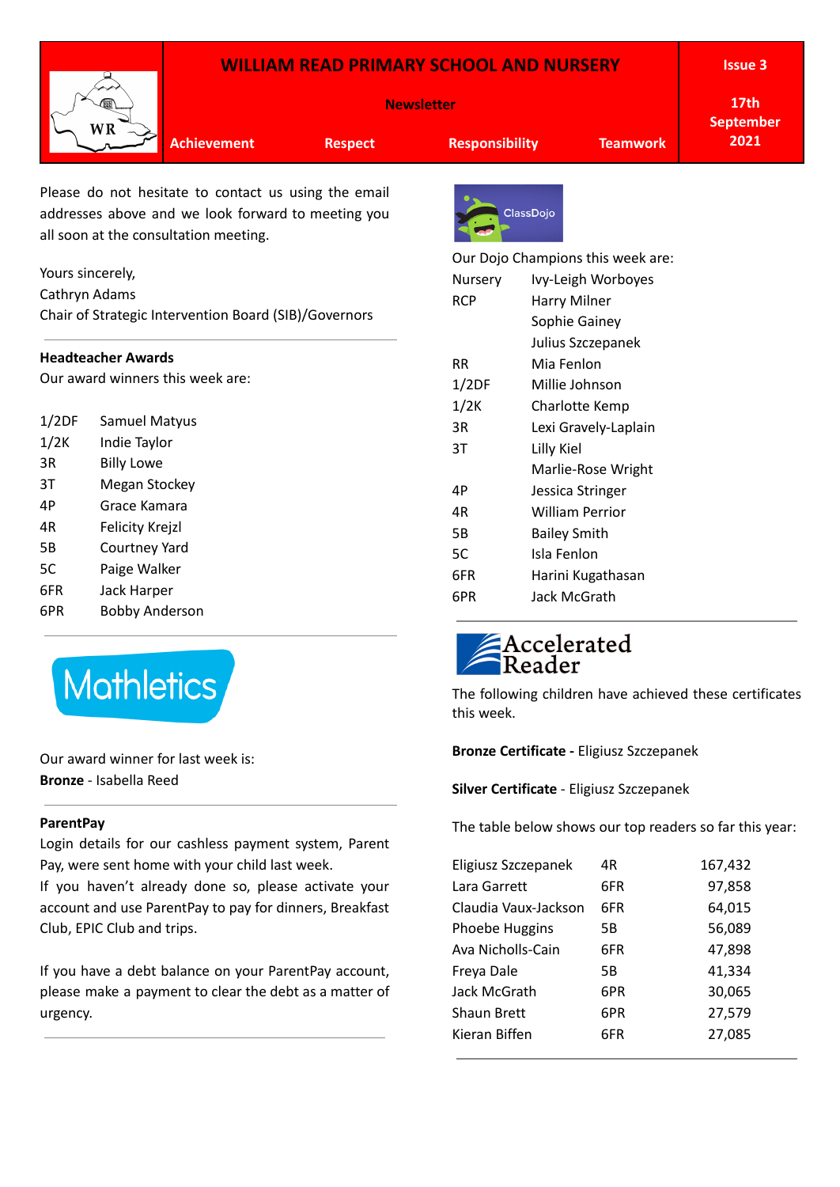# WILLIAM READ PRIMARY SCHOOL AND NURSERY

**Newsletter**

**Issue 3** | **17th September 2021**

**Achievement** | **Respect** | **Responsibility** | **Teamwork**

Please do not hesitate to contact us using the email addresses above and we look forward to meeting you all soon at the consultation meeting.

Yours sincerely,
Cathryn Adams
Chair of Strategic Intervention Board (SIB)/Governors

### Headteacher Awards

Our award winners this week are:

| | |
|---|---|
| 1/2DF | Samuel Matyus |
| 1/2K | Indie Taylor |
| 3R | Billy Lowe |
| 3T | Megan Stockey |
| 4P | Grace Kamara |
| 4R | Felicity Krejzl |
| 5B | Courtney Yard |
| 5C | Paige Walker |
| 6FR | Jack Harper |
| 6PR | Bobby Anderson |

### Mathletics

Our award winner for last week is:
**Bronze** - Isabella Reed

### ParentPay

Login details for our cashless payment system, Parent Pay, were sent home with your child last week.
If you haven't already done so, please activate your account and use ParentPay to pay for dinners, Breakfast Club, EPIC Club and trips.

If you have a debt balance on your ParentPay account, please make a payment to clear the debt as a matter of urgency.

### ClassDojo

Our Dojo Champions this week are:

| | |
|---|---|
| Nursery | Ivy-Leigh Worboyes |
| RCP | Harry Milner |
| | Sophie Gainey |
| | Julius Szczepanek |
| RR | Mia Fenlon |
| 1/2DF | Millie Johnson |
| 1/2K | Charlotte Kemp |
| 3R | Lexi Gravely-Laplain |
| 3T | Lilly Kiel |
| | Marlie-Rose Wright |
| 4P | Jessica Stringer |
| 4R | William Perrior |
| 5B | Bailey Smith |
| 5C | Isla Fenlon |
| 6FR | Harini Kugathasan |
| 6PR | Jack McGrath |

### Accelerated Reader

The following children have achieved these certificates this week.

**Bronze Certificate -** Eligiusz Szczepanek

**Silver Certificate** - Eligiusz Szczepanek

The table below shows our top readers so far this year:

| | | |
|---|---|---|
| Eligiusz Szczepanek | 4R | 167,432 |
| Lara Garrett | 6FR | 97,858 |
| Claudia Vaux-Jackson | 6FR | 64,015 |
| Phoebe Huggins | 5B | 56,089 |
| Ava Nicholls-Cain | 6FR | 47,898 |
| Freya Dale | 5B | 41,334 |
| Jack McGrath | 6PR | 30,065 |
| Shaun Brett | 6PR | 27,579 |
| Kieran Biffen | 6FR | 27,085 |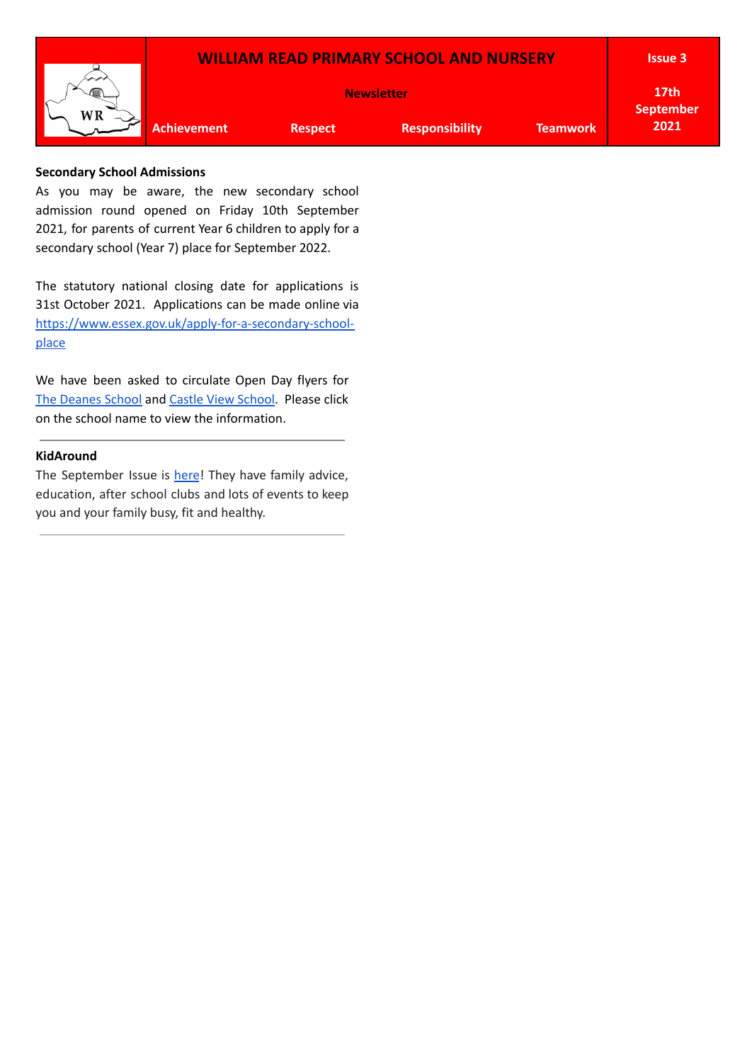| | WILLIAM READ PRIMARY SCHOOL AND NURSERY | | | | Issue 3 |
| --- | --- | --- | --- | --- | --- |
| | Newsletter | | | | 17th September 2021 |
| | Achievement | Respect | Responsibility | Teamwork | |

**Secondary School Admissions**

As you may be aware, the new secondary school admission round opened on Friday 10th September 2021, for parents of current Year 6 children to apply for a secondary school (Year 7) place for September 2022.

The statutory national closing date for applications is 31st October 2021. Applications can be made online via https://www.essex.gov.uk/apply-for-a-secondary-school-place

We have been asked to circulate Open Day flyers for The Deanes School and Castle View School. Please click on the school name to view the information.

---

**KidAround**

The September Issue is here! They have family advice, education, after school clubs and lots of events to keep you and your family busy, fit and healthy.

---